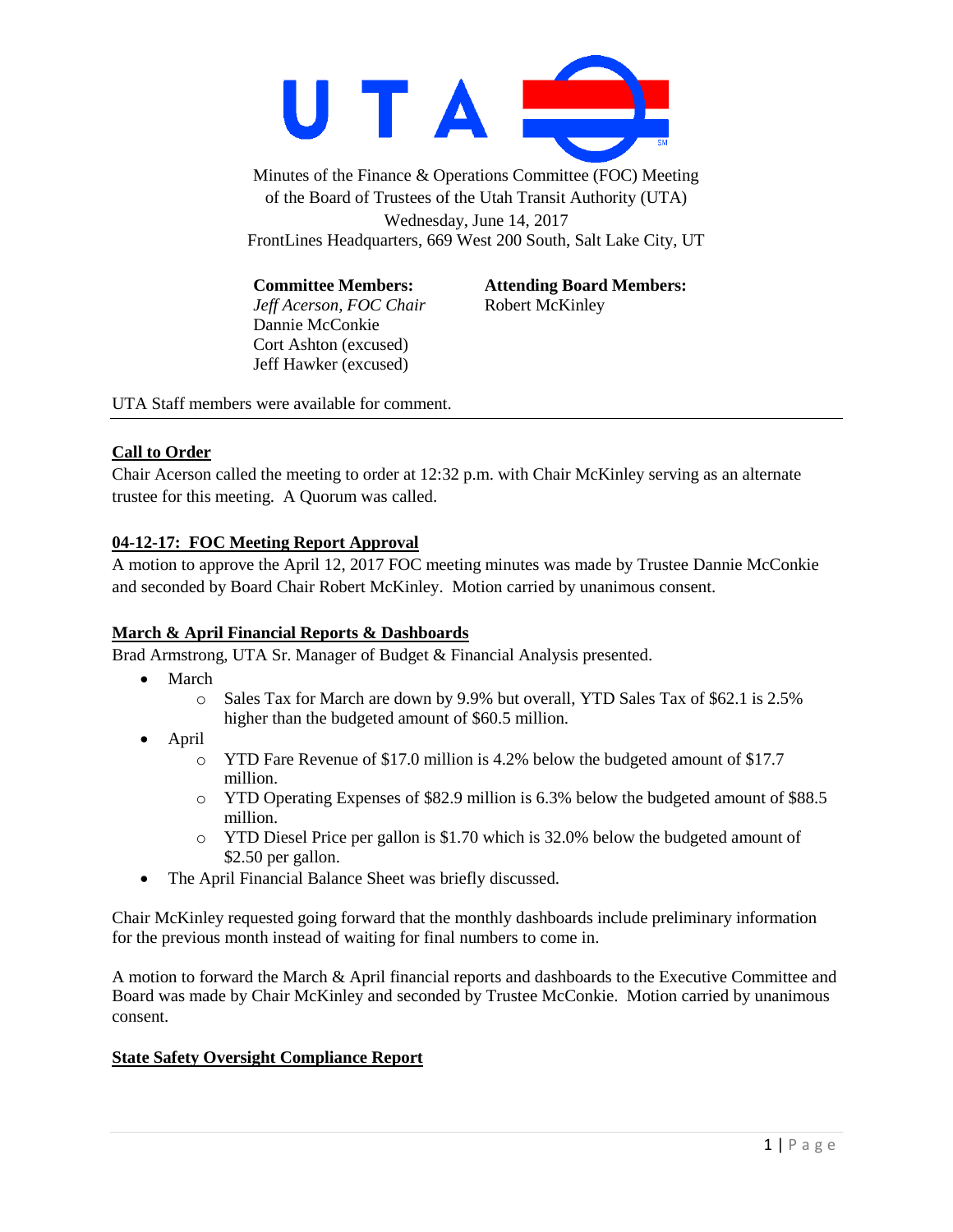Minutes of the Finance & Operations Committee (FOC) Meeting
of the Board of Trustees of the Utah Transit Authority (UTA)
Wednesday, June 14, 2017
FrontLines Headquarters, 669 West 200 South, Salt Lake City, UT

**Committee Members:**
*Jeff Acerson, FOC Chair*
Dannie McConkie
Cort Ashton (excused)
Jeff Hawker (excused)

**Attending Board Members:**
Robert McKinley

UTA Staff members were available for comment.

---

**Call to Order**

Chair Acerson called the meeting to order at 12:32 p.m. with Chair McKinley serving as an alternate trustee for this meeting. A Quorum was called.

**04-12-17: FOC Meeting Report Approval**

A motion to approve the April 12, 2017 FOC meeting minutes was made by Trustee Dannie McConkie and seconded by Board Chair Robert McKinley. Motion carried by unanimous consent.

**March & April Financial Reports & Dashboards**

Brad Armstrong, UTA Sr. Manager of Budget & Financial Analysis presented.

- March
  - Sales Tax for March are down by 9.9% but overall, YTD Sales Tax of $62.1 is 2.5% higher than the budgeted amount of $60.5 million.
- April
  - YTD Fare Revenue of $17.0 million is 4.2% below the budgeted amount of $17.7 million.
  - YTD Operating Expenses of $82.9 million is 6.3% below the budgeted amount of $88.5 million.
  - YTD Diesel Price per gallon is $1.70 which is 32.0% below the budgeted amount of $2.50 per gallon.
- The April Financial Balance Sheet was briefly discussed.

Chair McKinley requested going forward that the monthly dashboards include preliminary information for the previous month instead of waiting for final numbers to come in.

A motion to forward the March & April financial reports and dashboards to the Executive Committee and Board was made by Chair McKinley and seconded by Trustee McConkie. Motion carried by unanimous consent.

**State Safety Oversight Compliance Report**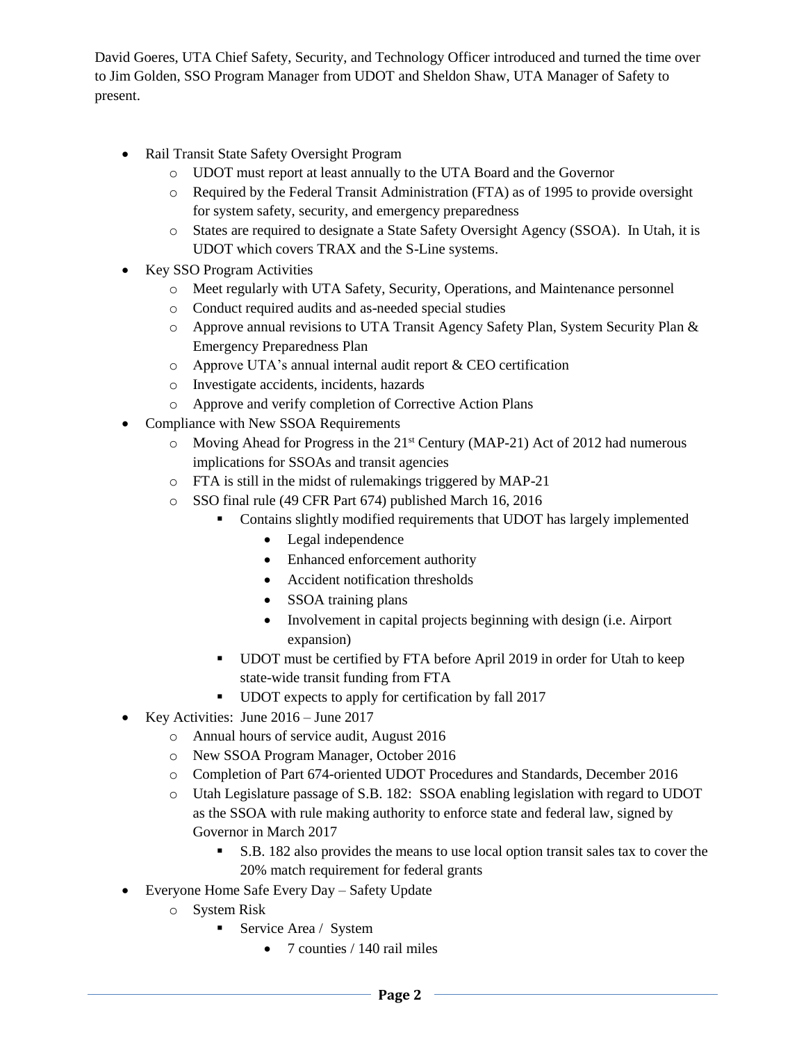David Goeres, UTA Chief Safety, Security, and Technology Officer introduced and turned the time over to Jim Golden, SSO Program Manager from UDOT and Sheldon Shaw, UTA Manager of Safety to present.

- Rail Transit State Safety Oversight Program
  - UDOT must report at least annually to the UTA Board and the Governor
  - Required by the Federal Transit Administration (FTA) as of 1995 to provide oversight for system safety, security, and emergency preparedness
  - States are required to designate a State Safety Oversight Agency (SSOA). In Utah, it is UDOT which covers TRAX and the S-Line systems.
- Key SSO Program Activities
  - Meet regularly with UTA Safety, Security, Operations, and Maintenance personnel
  - Conduct required audits and as-needed special studies
  - Approve annual revisions to UTA Transit Agency Safety Plan, System Security Plan & Emergency Preparedness Plan
  - Approve UTA's annual internal audit report & CEO certification
  - Investigate accidents, incidents, hazards
  - Approve and verify completion of Corrective Action Plans
- Compliance with New SSOA Requirements
  - Moving Ahead for Progress in the 21st Century (MAP-21) Act of 2012 had numerous implications for SSOAs and transit agencies
  - FTA is still in the midst of rulemakings triggered by MAP-21
  - SSO final rule (49 CFR Part 674) published March 16, 2016
    - Contains slightly modified requirements that UDOT has largely implemented
      - Legal independence
      - Enhanced enforcement authority
      - Accident notification thresholds
      - SSOA training plans
      - Involvement in capital projects beginning with design (i.e. Airport expansion)
    - UDOT must be certified by FTA before April 2019 in order for Utah to keep state-wide transit funding from FTA
    - UDOT expects to apply for certification by fall 2017
- Key Activities: June 2016 – June 2017
  - Annual hours of service audit, August 2016
  - New SSOA Program Manager, October 2016
  - Completion of Part 674-oriented UDOT Procedures and Standards, December 2016
  - Utah Legislature passage of S.B. 182: SSOA enabling legislation with regard to UDOT as the SSOA with rule making authority to enforce state and federal law, signed by Governor in March 2017
    - S.B. 182 also provides the means to use local option transit sales tax to cover the 20% match requirement for federal grants
- Everyone Home Safe Every Day – Safety Update
  - System Risk
    - Service Area / System
      - 7 counties / 140 rail miles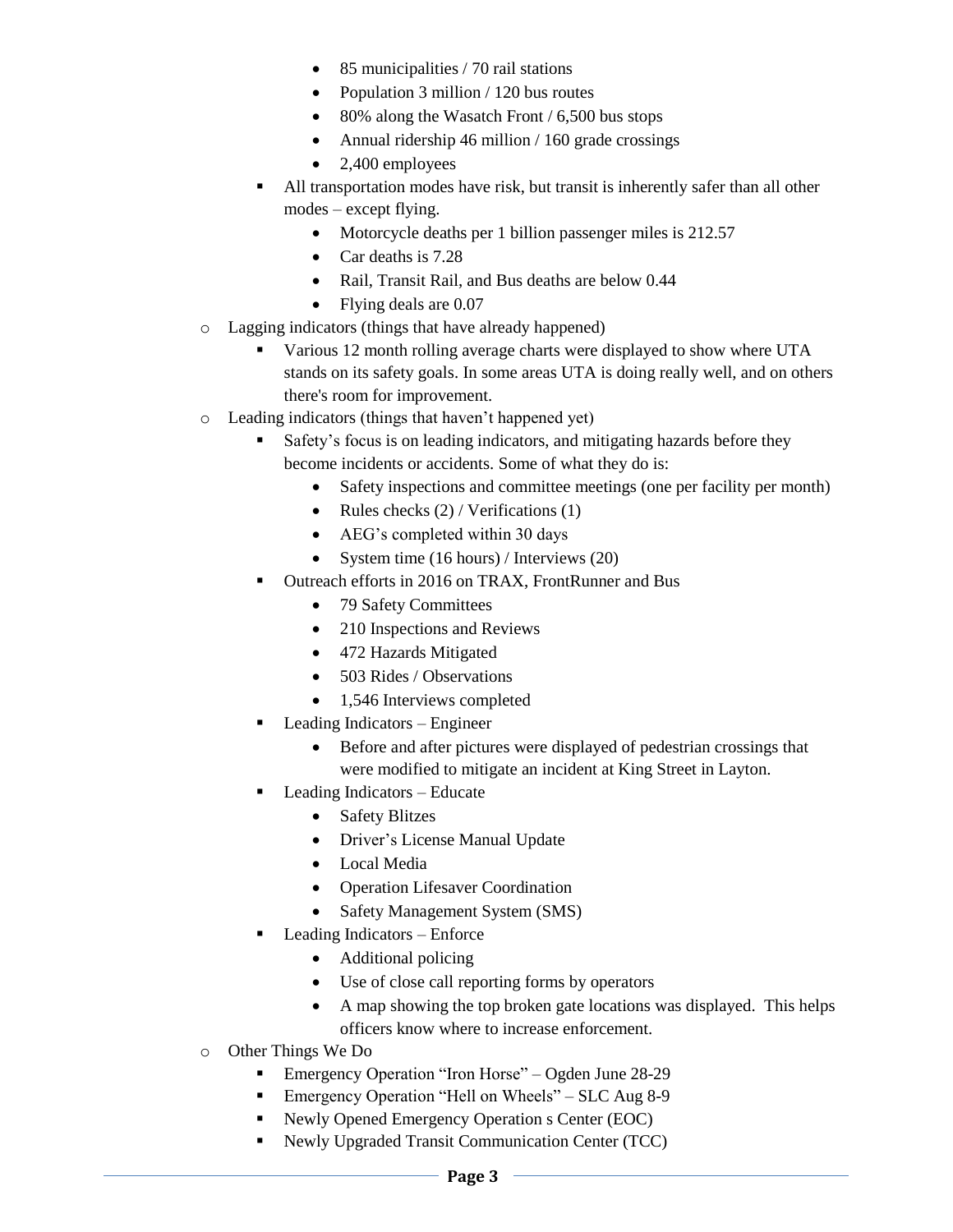- 85 municipalities / 70 rail stations
            - Population 3 million / 120 bus routes
            - 80% along the Wasatch Front / 6,500 bus stops
            - Annual ridership 46 million / 160 grade crossings
            - 2,400 employees
        - All transportation modes have risk, but transit is inherently safer than all other modes – except flying.
            - Motorcycle deaths per 1 billion passenger miles is 212.57
            - Car deaths is 7.28
            - Rail, Transit Rail, and Bus deaths are below 0.44
            - Flying deals are 0.07
    - Lagging indicators (things that have already happened)
        - Various 12 month rolling average charts were displayed to show where UTA stands on its safety goals. In some areas UTA is doing really well, and on others there's room for improvement.
    - Leading indicators (things that haven't happened yet)
        - Safety's focus is on leading indicators, and mitigating hazards before they become incidents or accidents. Some of what they do is:
            - Safety inspections and committee meetings (one per facility per month)
            - Rules checks (2) / Verifications (1)
            - AEG's completed within 30 days
            - System time (16 hours) / Interviews (20)
        - Outreach efforts in 2016 on TRAX, FrontRunner and Bus
            - 79 Safety Committees
            - 210 Inspections and Reviews
            - 472 Hazards Mitigated
            - 503 Rides / Observations
            - 1,546 Interviews completed
        - Leading Indicators – Engineer
            - Before and after pictures were displayed of pedestrian crossings that were modified to mitigate an incident at King Street in Layton.
        - Leading Indicators – Educate
            - Safety Blitzes
            - Driver's License Manual Update
            - Local Media
            - Operation Lifesaver Coordination
            - Safety Management System (SMS)
        - Leading Indicators – Enforce
            - Additional policing
            - Use of close call reporting forms by operators
            - A map showing the top broken gate locations was displayed. This helps officers know where to increase enforcement.
    - Other Things We Do
        - Emergency Operation "Iron Horse" – Ogden June 28-29
        - Emergency Operation "Hell on Wheels" – SLC Aug 8-9
        - Newly Opened Emergency Operation s Center (EOC)
        - Newly Upgraded Transit Communication Center (TCC)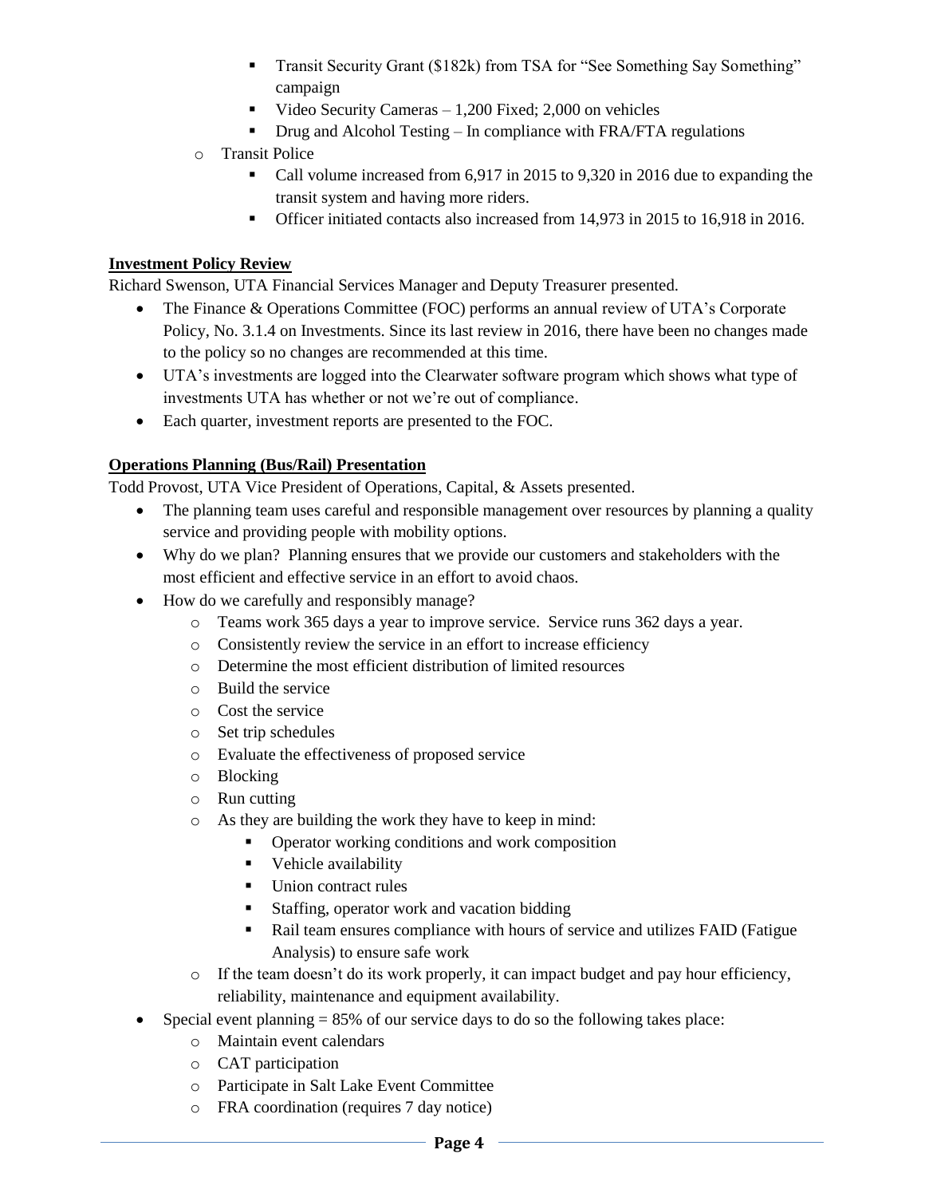- Transit Security Grant ($182k) from TSA for "See Something Say Something" campaign
        - Video Security Cameras – 1,200 Fixed; 2,000 on vehicles
        - Drug and Alcohol Testing – In compliance with FRA/FTA regulations
    - Transit Police
        - Call volume increased from 6,917 in 2015 to 9,320 in 2016 due to expanding the transit system and having more riders.
        - Officer initiated contacts also increased from 14,973 in 2015 to 16,918 in 2016.

**Investment Policy Review**

Richard Swenson, UTA Financial Services Manager and Deputy Treasurer presented.

- The Finance & Operations Committee (FOC) performs an annual review of UTA's Corporate Policy, No. 3.1.4 on Investments. Since its last review in 2016, there have been no changes made to the policy so no changes are recommended at this time.
- UTA's investments are logged into the Clearwater software program which shows what type of investments UTA has whether or not we're out of compliance.
- Each quarter, investment reports are presented to the FOC.

**Operations Planning (Bus/Rail) Presentation**

Todd Provost, UTA Vice President of Operations, Capital, & Assets presented.

- The planning team uses careful and responsible management over resources by planning a quality service and providing people with mobility options.
- Why do we plan? Planning ensures that we provide our customers and stakeholders with the most efficient and effective service in an effort to avoid chaos.
- How do we carefully and responsibly manage?
    - Teams work 365 days a year to improve service. Service runs 362 days a year.
    - Consistently review the service in an effort to increase efficiency
    - Determine the most efficient distribution of limited resources
    - Build the service
    - Cost the service
    - Set trip schedules
    - Evaluate the effectiveness of proposed service
    - Blocking
    - Run cutting
    - As they are building the work they have to keep in mind:
        - Operator working conditions and work composition
        - Vehicle availability
        - Union contract rules
        - Staffing, operator work and vacation bidding
        - Rail team ensures compliance with hours of service and utilizes FAID (Fatigue Analysis) to ensure safe work
    - If the team doesn't do its work properly, it can impact budget and pay hour efficiency, reliability, maintenance and equipment availability.
- Special event planning = 85% of our service days to do so the following takes place:
    - Maintain event calendars
    - CAT participation
    - Participate in Salt Lake Event Committee
    - FRA coordination (requires 7 day notice)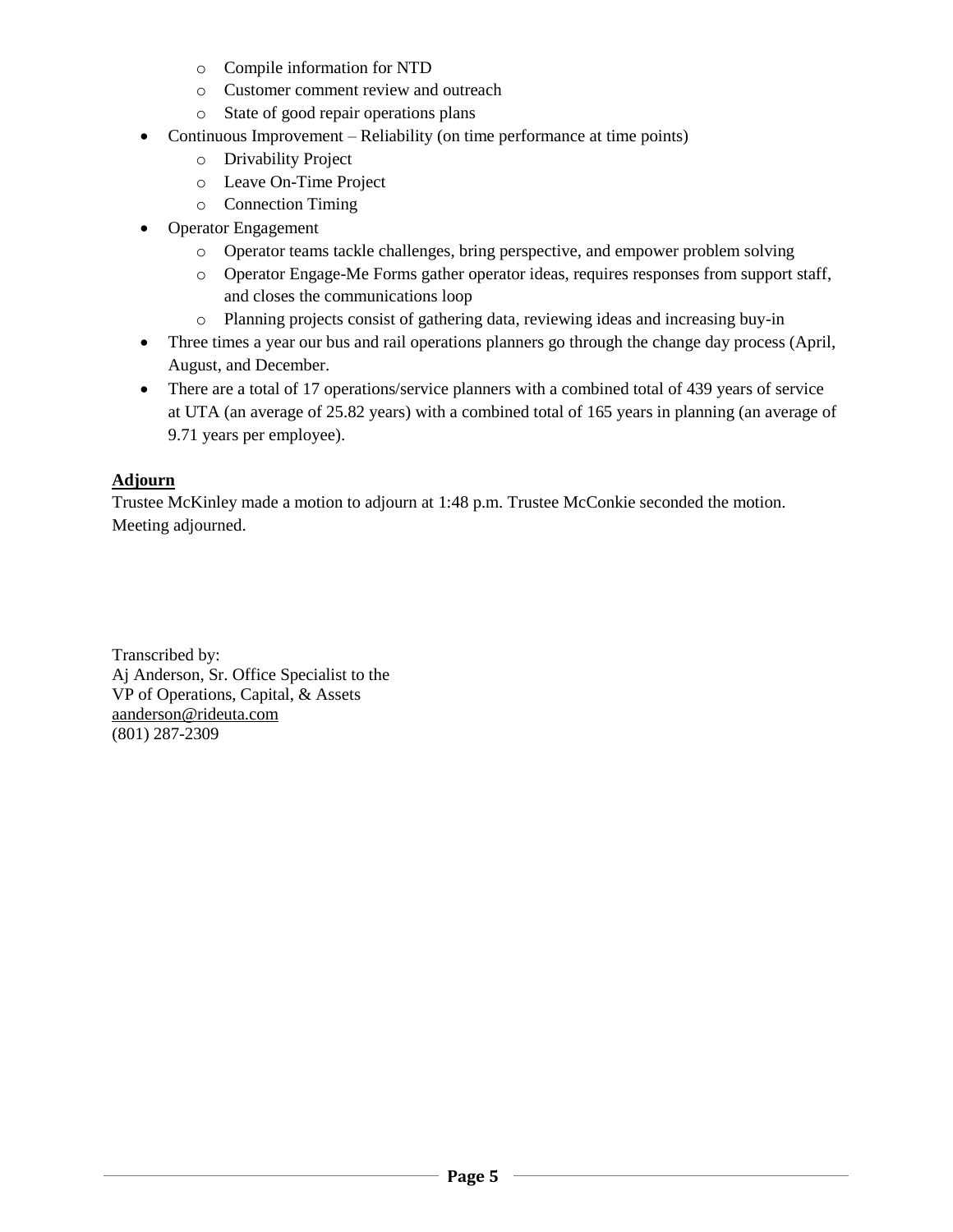- Compile information for NTD
  - Customer comment review and outreach
  - State of good repair operations plans
- Continuous Improvement – Reliability (on time performance at time points)
  - Drivability Project
  - Leave On-Time Project
  - Connection Timing
- Operator Engagement
  - Operator teams tackle challenges, bring perspective, and empower problem solving
  - Operator Engage-Me Forms gather operator ideas, requires responses from support staff, and closes the communications loop
  - Planning projects consist of gathering data, reviewing ideas and increasing buy-in
- Three times a year our bus and rail operations planners go through the change day process (April, August, and December.
- There are a total of 17 operations/service planners with a combined total of 439 years of service at UTA (an average of 25.82 years) with a combined total of 165 years in planning (an average of 9.71 years per employee).

**Adjourn**

Trustee McKinley made a motion to adjourn at 1:48 p.m. Trustee McConkie seconded the motion. Meeting adjourned.

Transcribed by:
Aj Anderson, Sr. Office Specialist to the
VP of Operations, Capital, & Assets
aanderson@rideuta.com
(801) 287-2309